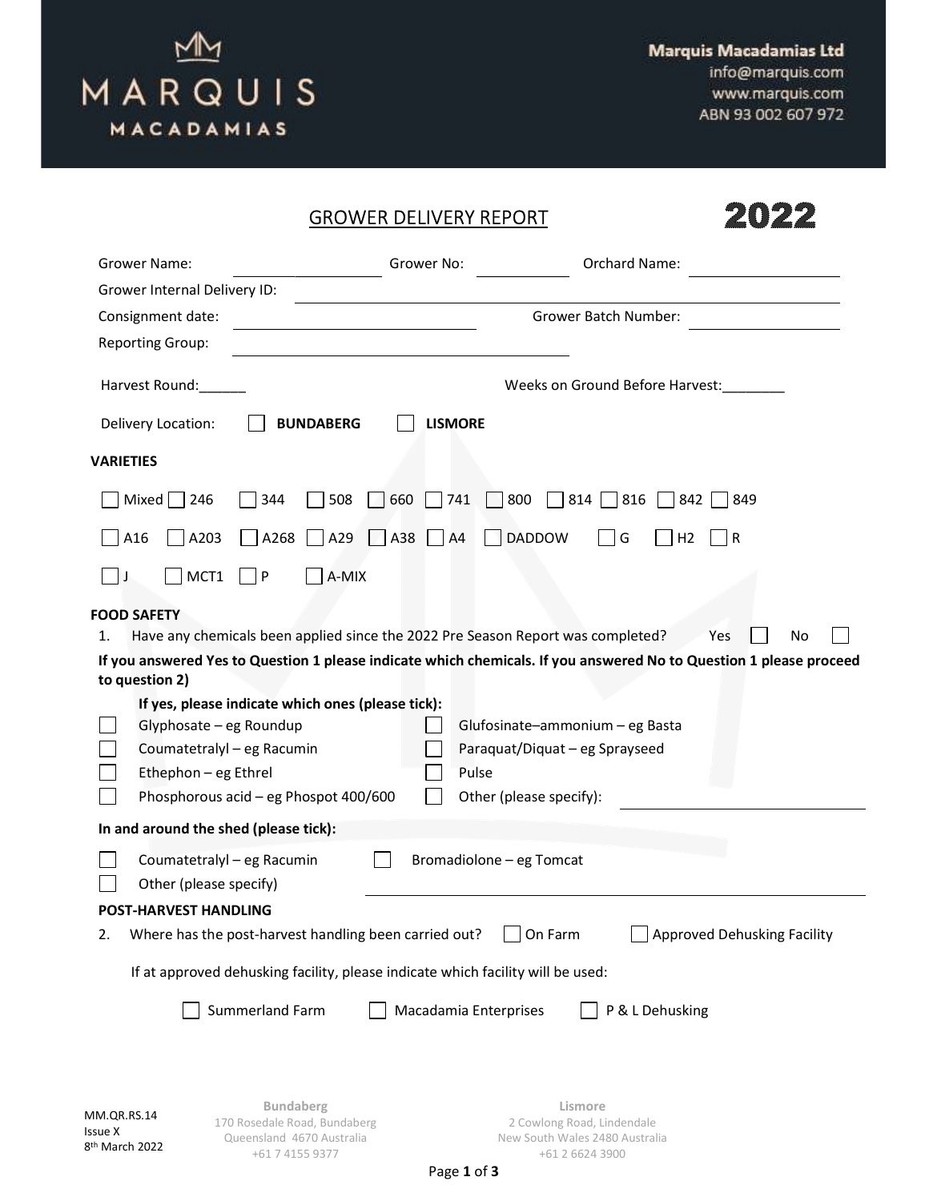**Marquis Macadamias Ltd**
info@marquis.com
www.marquis.com
ABN 93 002 607 972

# GROWER DELIVERY REPORT

**2022**

Grower Name: ____________________ Grower No: ____________ Orchard Name: ____________________

Grower Internal Delivery ID: ________________________________________________

Consignment date: ______________________________ Grower Batch Number: ____________________

Reporting Group: ________________________________________

Harvest Round:______ Weeks on Ground Before Harvest:________

Delivery Location: ☐ **BUNDABERG** ☐ **LISMORE**

## VARIETIES

☐ Mixed ☐ 246 ☐ 344 ☐ 508 ☐ 660 ☐ 741 ☐ 800 ☐ 814 ☐ 816 ☐ 842 ☐ 849

☐ A16 ☐ A203 ☐ A268 ☐ A29 ☐ A38 ☐ A4 ☐ DADDOW ☐ G ☐ H2 ☐ R

☐ J ☐ MCT1 ☐ P ☐ A-MIX

## FOOD SAFETY

1. Have any chemicals been applied since the 2022 Pre Season Report was completed? Yes ☐ No ☐

**If you answered Yes to Question 1 please indicate which chemicals. If you answered No to Question 1 please proceed to question 2)**

**If yes, please indicate which ones (please tick):**

☐ Glyphosate – eg Roundup
☐ Glufosinate–ammonium – eg Basta
☐ Coumatetralyl – eg Racumin
☐ Paraquat/Diquat – eg Sprayseed
☐ Ethephon – eg Ethrel
☐ Pulse
☐ Phosphorous acid – eg Phospot 400/600
☐ Other (please specify): ____________________

**In and around the shed (please tick):**

☐ Coumatetralyl – eg Racumin
☐ Bromadiolone – eg Tomcat
☐ Other (please specify) ________________________________________

## POST-HARVEST HANDLING

2. Where has the post-harvest handling been carried out? ☐ On Farm ☐ Approved Dehusking Facility

If at approved dehusking facility, please indicate which facility will be used:

☐ Summerland Farm ☐ Macadamia Enterprises ☐ P & L Dehusking

MM.QR.RS.14
Issue X
8th March 2022

**Bundaberg**
170 Rosedale Road, Bundaberg
Queensland 4670 Australia
+61 7 4155 9377

**Lismore**
2 Cowlong Road, Lindendale
New South Wales 2480 Australia
+61 2 6624 3900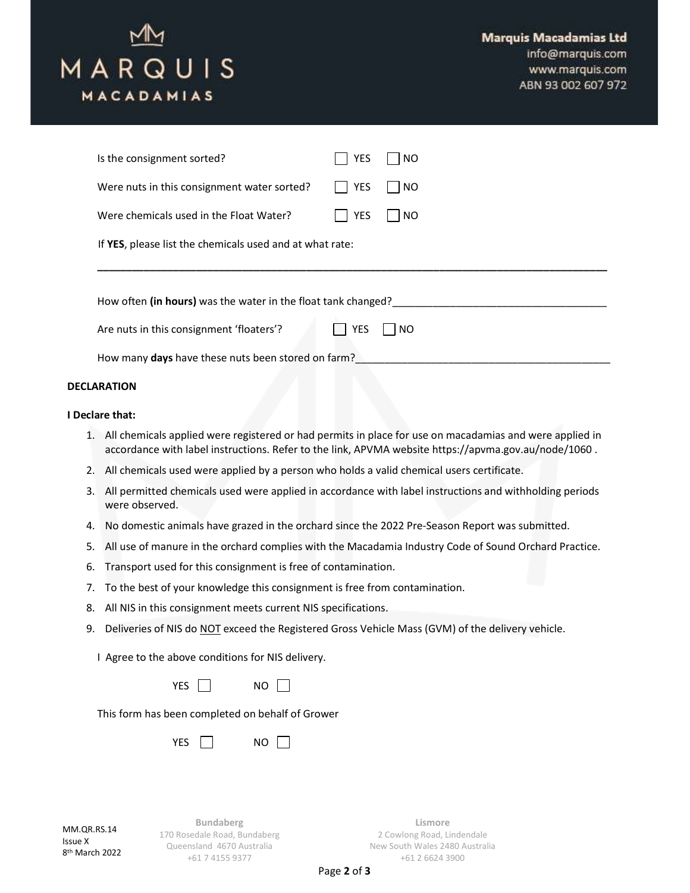Is the consignment sorted? ☐ YES ☐ NO

Were nuts in this consignment water sorted? ☐ YES ☐ NO

Were chemicals used in the Float Water? ☐ YES ☐ NO

If **YES**, please list the chemicals used and at what rate:

_______________________________________________________________________________

How often **(in hours)** was the water in the float tank changed?___________________________________

Are nuts in this consignment 'floaters'? ☐ YES ☐ NO

How many **days** have these nuts been stored on farm?___________________________________________

**DECLARATION**

**I Declare that:**

1. All chemicals applied were registered or had permits in place for use on macadamias and were applied in accordance with label instructions. Refer to the link, APVMA website https://apvma.gov.au/node/1060 .
2. All chemicals used were applied by a person who holds a valid chemical users certificate.
3. All permitted chemicals used were applied in accordance with label instructions and withholding periods were observed.
4. No domestic animals have grazed in the orchard since the 2022 Pre-Season Report was submitted.
5. All use of manure in the orchard complies with the Macadamia Industry Code of Sound Orchard Practice.
6. Transport used for this consignment is free of contamination.
7. To the best of your knowledge this consignment is free from contamination.
8. All NIS in this consignment meets current NIS specifications.
9. Deliveries of NIS do <u>NOT</u> exceed the Registered Gross Vehicle Mass (GVM) of the delivery vehicle.

I Agree to the above conditions for NIS delivery.

YES ☐ NO ☐

This form has been completed on behalf of Grower

YES ☐ NO ☐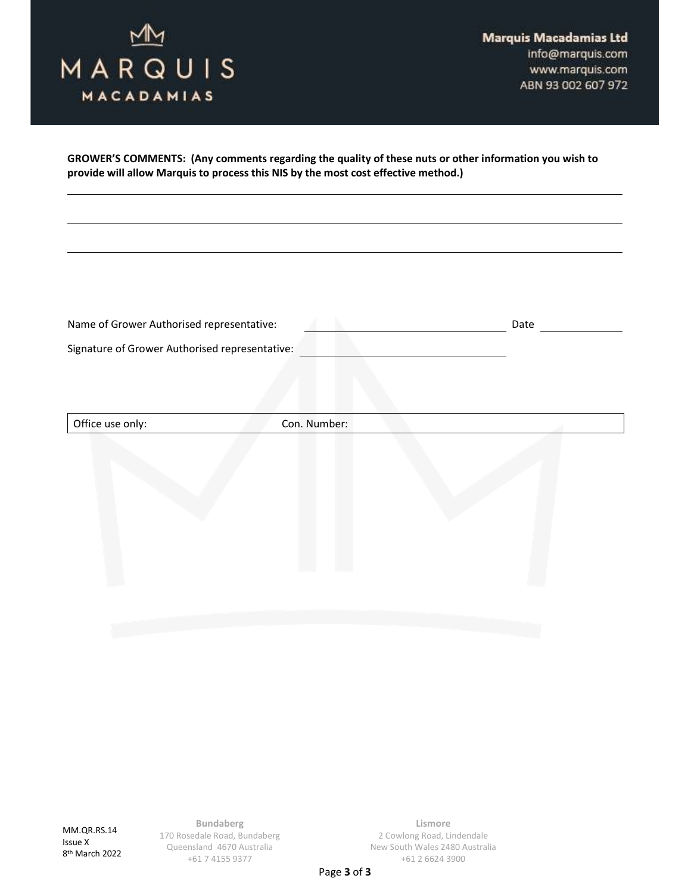**GROWER'S COMMENTS: (Any comments regarding the quality of these nuts or other information you wish to provide will allow Marquis to process this NIS by the most cost effective method.)**

\_\_\_\_\_\_\_\_\_\_\_\_\_\_\_\_\_\_\_\_\_\_\_\_\_\_\_\_\_\_\_\_\_\_\_\_\_\_\_\_\_\_\_\_\_\_\_\_\_\_\_\_\_\_\_\_\_\_\_\_\_\_\_\_\_\_\_\_\_\_\_\_\_\_\_\_\_\_

\_\_\_\_\_\_\_\_\_\_\_\_\_\_\_\_\_\_\_\_\_\_\_\_\_\_\_\_\_\_\_\_\_\_\_\_\_\_\_\_\_\_\_\_\_\_\_\_\_\_\_\_\_\_\_\_\_\_\_\_\_\_\_\_\_\_\_\_\_\_\_\_\_\_\_\_\_\_

\_\_\_\_\_\_\_\_\_\_\_\_\_\_\_\_\_\_\_\_\_\_\_\_\_\_\_\_\_\_\_\_\_\_\_\_\_\_\_\_\_\_\_\_\_\_\_\_\_\_\_\_\_\_\_\_\_\_\_\_\_\_\_\_\_\_\_\_\_\_\_\_\_\_\_\_\_\_

Name of Grower Authorised representative: \_\_\_\_\_\_\_\_\_\_\_\_\_\_\_\_\_\_\_\_\_\_\_\_\_\_\_\_\_\_ Date \_\_\_\_\_\_\_\_\_\_\_\_

Signature of Grower Authorised representative: \_\_\_\_\_\_\_\_\_\_\_\_\_\_\_\_\_\_\_\_\_\_\_\_\_\_\_\_\_\_

| | |
|---|---|
| Office use only: | Con. Number: |